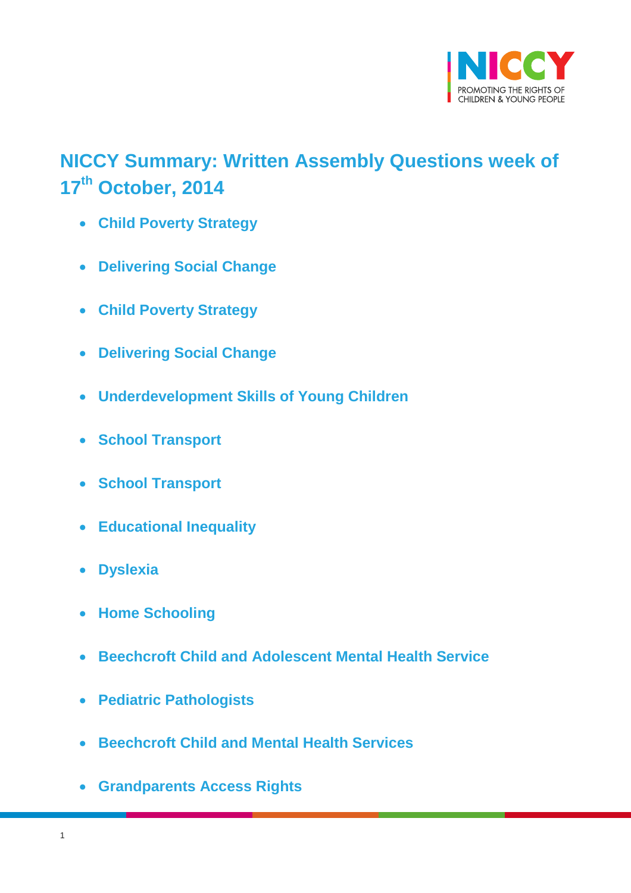# NICCY Summary: Written Assembly Questions week of 17th October, 2014

- Child Poverty Strategy
- Delivering Social Change
- Child Poverty Strategy
- Delivering Social Change
- Underdevelopment Skills of Young Children
- School Transport
- School Transport
- Educational Inequality
- Dyslexia
- Home Schooling
- Beechcroft Child and Adolescent Mental Health Service
- Pediatric Pathologists
- Beechcroft Child and Mental Health Services
- Grandparents Access Rights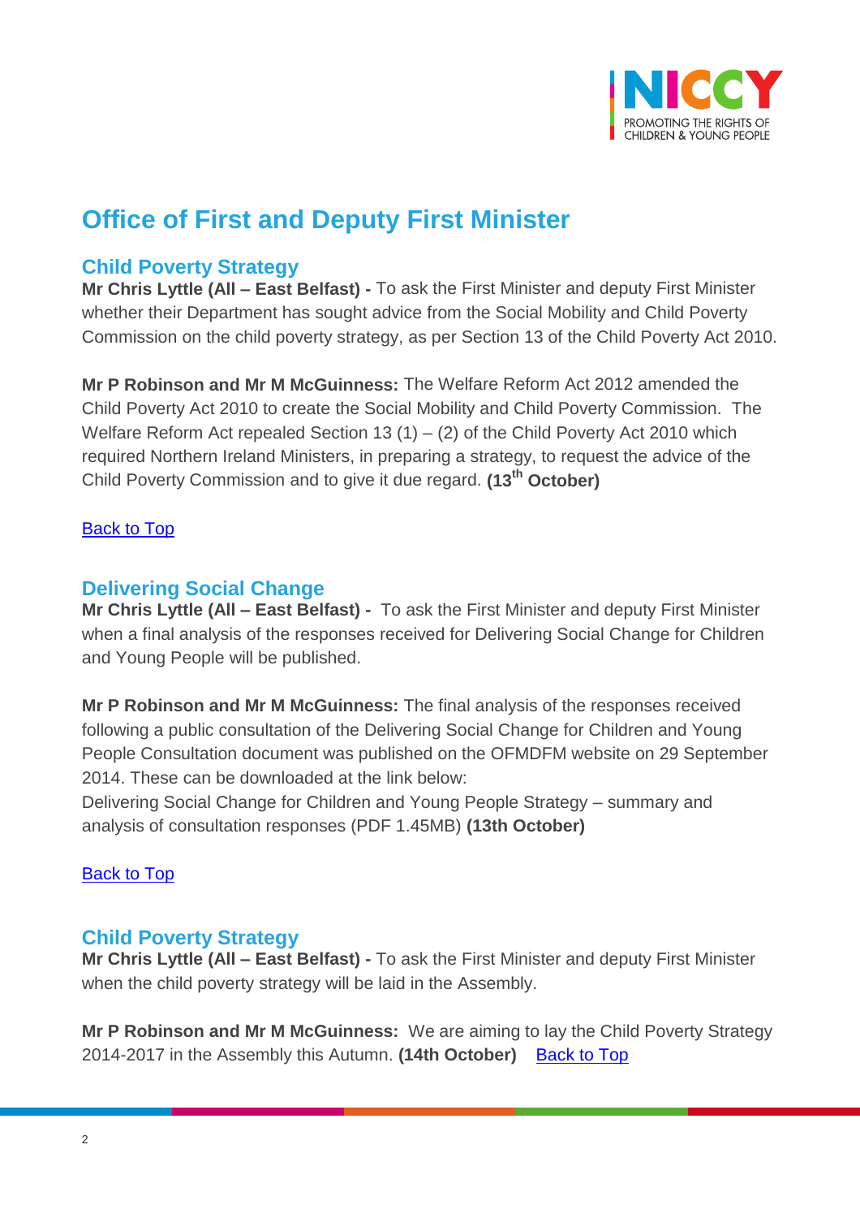# Office of First and Deputy First Minister

## Child Poverty Strategy

**Mr Chris Lyttle (All – East Belfast) -** To ask the First Minister and deputy First Minister whether their Department has sought advice from the Social Mobility and Child Poverty Commission on the child poverty strategy, as per Section 13 of the Child Poverty Act 2010.

**Mr P Robinson and Mr M McGuinness:** The Welfare Reform Act 2012 amended the Child Poverty Act 2010 to create the Social Mobility and Child Poverty Commission. The Welfare Reform Act repealed Section 13 (1) – (2) of the Child Poverty Act 2010 which required Northern Ireland Ministers, in preparing a strategy, to request the advice of the Child Poverty Commission and to give it due regard. **(13th October)**

Back to Top

## Delivering Social Change

**Mr Chris Lyttle (All – East Belfast) -** To ask the First Minister and deputy First Minister when a final analysis of the responses received for Delivering Social Change for Children and Young People will be published.

**Mr P Robinson and Mr M McGuinness:** The final analysis of the responses received following a public consultation of the Delivering Social Change for Children and Young People Consultation document was published on the OFMDFM website on 29 September 2014. These can be downloaded at the link below:
Delivering Social Change for Children and Young People Strategy – summary and analysis of consultation responses (PDF 1.45MB) **(13th October)**

Back to Top

## Child Poverty Strategy

**Mr Chris Lyttle (All – East Belfast) -** To ask the First Minister and deputy First Minister when the child poverty strategy will be laid in the Assembly.

**Mr P Robinson and Mr M McGuinness:** We are aiming to lay the Child Poverty Strategy 2014-2017 in the Assembly this Autumn. **(14th October)** Back to Top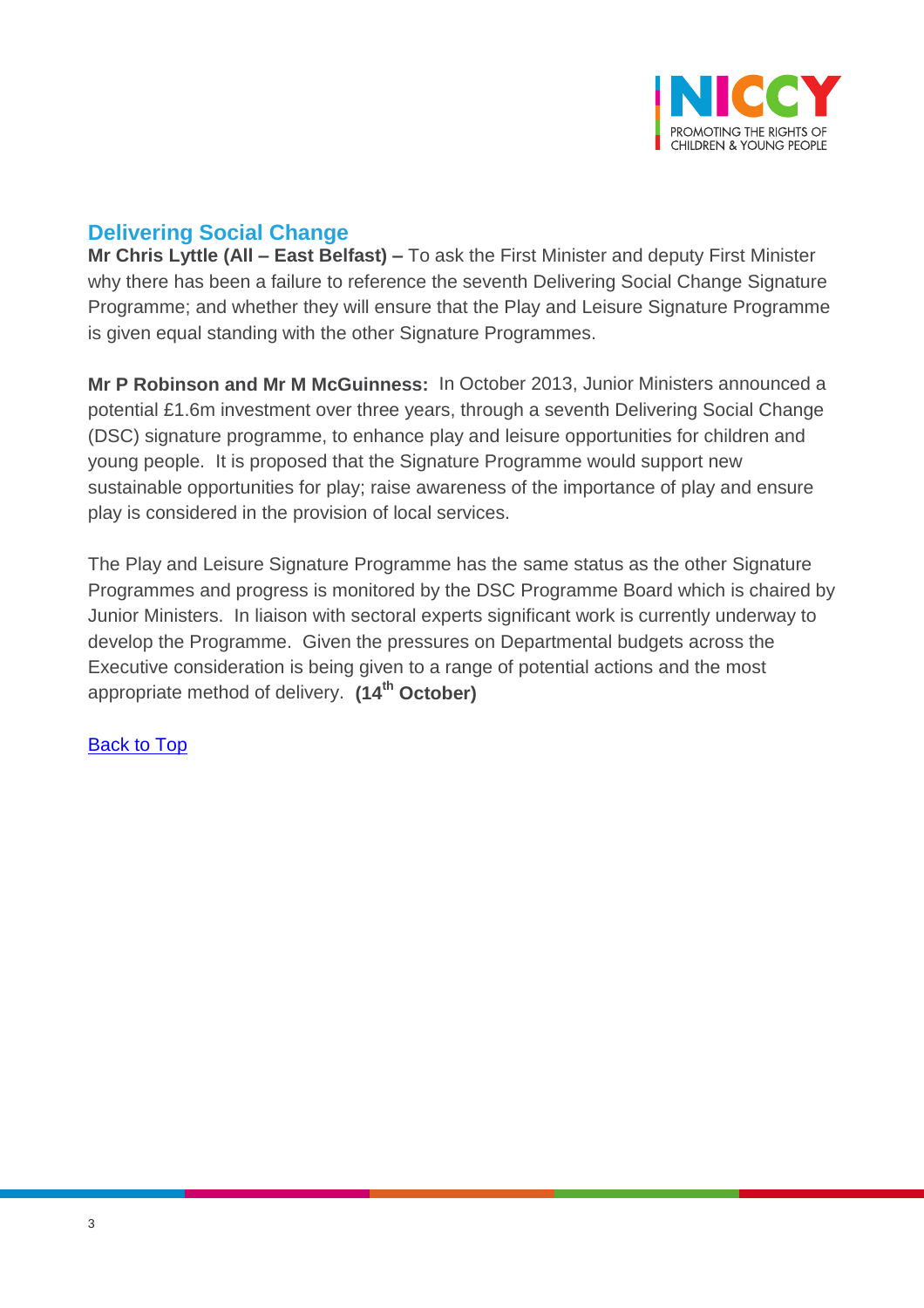## Delivering Social Change

**Mr Chris Lyttle (All – East Belfast) –** To ask the First Minister and deputy First Minister why there has been a failure to reference the seventh Delivering Social Change Signature Programme; and whether they will ensure that the Play and Leisure Signature Programme is given equal standing with the other Signature Programmes.

**Mr P Robinson and Mr M McGuinness:** In October 2013, Junior Ministers announced a potential £1.6m investment over three years, through a seventh Delivering Social Change (DSC) signature programme, to enhance play and leisure opportunities for children and young people. It is proposed that the Signature Programme would support new sustainable opportunities for play; raise awareness of the importance of play and ensure play is considered in the provision of local services.

The Play and Leisure Signature Programme has the same status as the other Signature Programmes and progress is monitored by the DSC Programme Board which is chaired by Junior Ministers. In liaison with sectoral experts significant work is currently underway to develop the Programme. Given the pressures on Departmental budgets across the Executive consideration is being given to a range of potential actions and the most appropriate method of delivery. **(14th October)**

Back to Top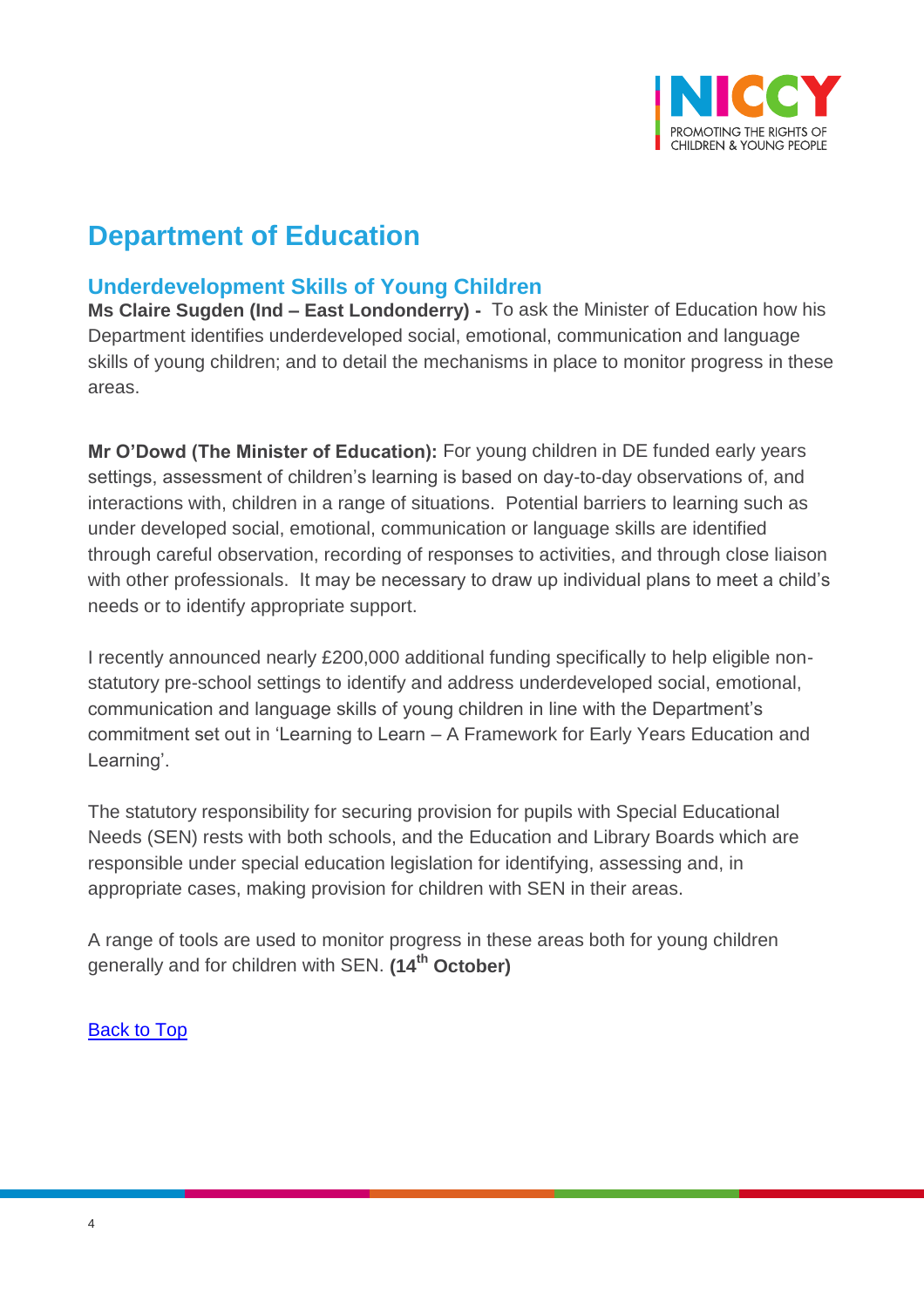# Department of Education

## Underdevelopment Skills of Young Children

**Ms Claire Sugden (Ind – East Londonderry) -** To ask the Minister of Education how his Department identifies underdeveloped social, emotional, communication and language skills of young children; and to detail the mechanisms in place to monitor progress in these areas.

**Mr O'Dowd (The Minister of Education):** For young children in DE funded early years settings, assessment of children's learning is based on day-to-day observations of, and interactions with, children in a range of situations. Potential barriers to learning such as under developed social, emotional, communication or language skills are identified through careful observation, recording of responses to activities, and through close liaison with other professionals. It may be necessary to draw up individual plans to meet a child's needs or to identify appropriate support.

I recently announced nearly £200,000 additional funding specifically to help eligible non-statutory pre-school settings to identify and address underdeveloped social, emotional, communication and language skills of young children in line with the Department's commitment set out in 'Learning to Learn – A Framework for Early Years Education and Learning'.

The statutory responsibility for securing provision for pupils with Special Educational Needs (SEN) rests with both schools, and the Education and Library Boards which are responsible under special education legislation for identifying, assessing and, in appropriate cases, making provision for children with SEN in their areas.

A range of tools are used to monitor progress in these areas both for young children generally and for children with SEN. **(14th October)**

Back to Top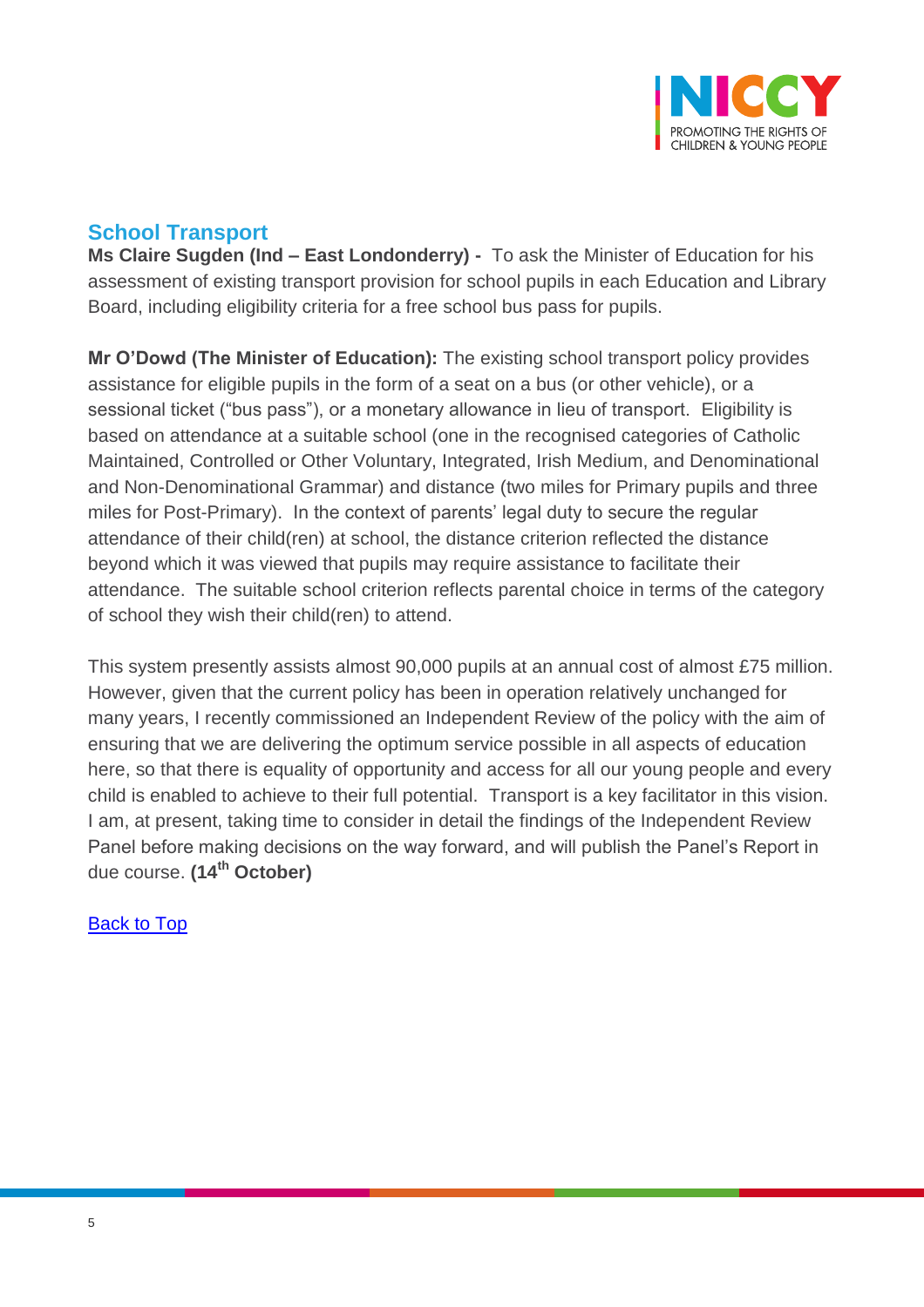## School Transport

**Ms Claire Sugden (Ind – East Londonderry) -** To ask the Minister of Education for his assessment of existing transport provision for school pupils in each Education and Library Board, including eligibility criteria for a free school bus pass for pupils.

**Mr O'Dowd (The Minister of Education):** The existing school transport policy provides assistance for eligible pupils in the form of a seat on a bus (or other vehicle), or a sessional ticket ("bus pass"), or a monetary allowance in lieu of transport. Eligibility is based on attendance at a suitable school (one in the recognised categories of Catholic Maintained, Controlled or Other Voluntary, Integrated, Irish Medium, and Denominational and Non-Denominational Grammar) and distance (two miles for Primary pupils and three miles for Post-Primary). In the context of parents' legal duty to secure the regular attendance of their child(ren) at school, the distance criterion reflected the distance beyond which it was viewed that pupils may require assistance to facilitate their attendance. The suitable school criterion reflects parental choice in terms of the category of school they wish their child(ren) to attend.

This system presently assists almost 90,000 pupils at an annual cost of almost £75 million. However, given that the current policy has been in operation relatively unchanged for many years, I recently commissioned an Independent Review of the policy with the aim of ensuring that we are delivering the optimum service possible in all aspects of education here, so that there is equality of opportunity and access for all our young people and every child is enabled to achieve to their full potential. Transport is a key facilitator in this vision. I am, at present, taking time to consider in detail the findings of the Independent Review Panel before making decisions on the way forward, and will publish the Panel's Report in due course. **(14th October)**

Back to Top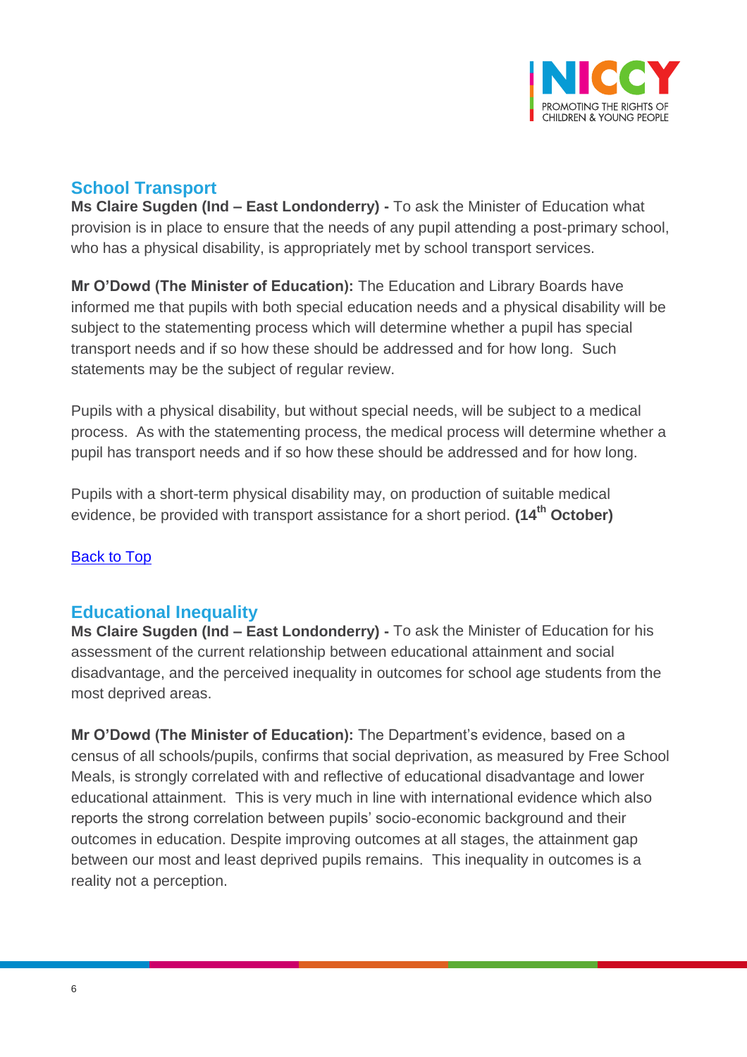## School Transport

**Ms Claire Sugden (Ind – East Londonderry) -** To ask the Minister of Education what provision is in place to ensure that the needs of any pupil attending a post-primary school, who has a physical disability, is appropriately met by school transport services.

**Mr O'Dowd (The Minister of Education):** The Education and Library Boards have informed me that pupils with both special education needs and a physical disability will be subject to the statementing process which will determine whether a pupil has special transport needs and if so how these should be addressed and for how long. Such statements may be the subject of regular review.

Pupils with a physical disability, but without special needs, will be subject to a medical process. As with the statementing process, the medical process will determine whether a pupil has transport needs and if so how these should be addressed and for how long.

Pupils with a short-term physical disability may, on production of suitable medical evidence, be provided with transport assistance for a short period. **(14th October)**

Back to Top

## Educational Inequality

**Ms Claire Sugden (Ind – East Londonderry) -** To ask the Minister of Education for his assessment of the current relationship between educational attainment and social disadvantage, and the perceived inequality in outcomes for school age students from the most deprived areas.

**Mr O'Dowd (The Minister of Education):** The Department's evidence, based on a census of all schools/pupils, confirms that social deprivation, as measured by Free School Meals, is strongly correlated with and reflective of educational disadvantage and lower educational attainment. This is very much in line with international evidence which also reports the strong correlation between pupils' socio-economic background and their outcomes in education. Despite improving outcomes at all stages, the attainment gap between our most and least deprived pupils remains. This inequality in outcomes is a reality not a perception.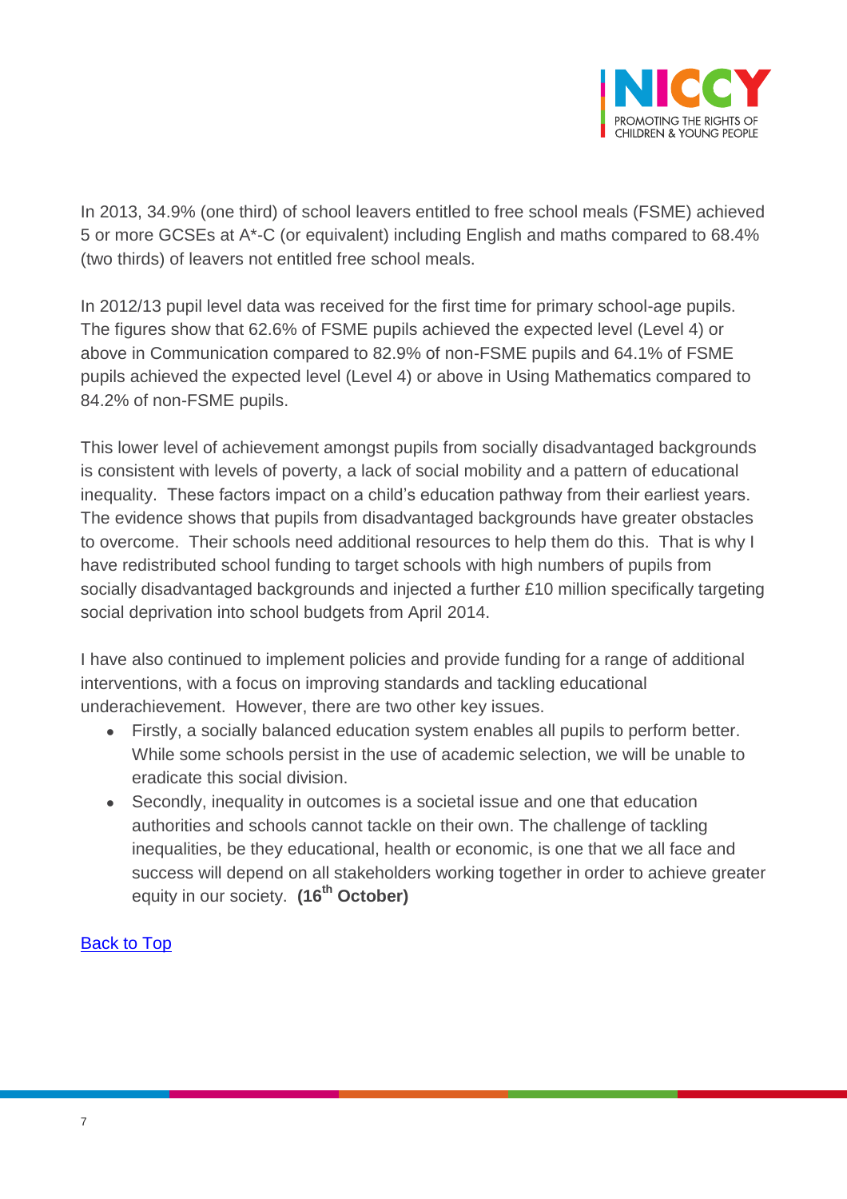In 2013, 34.9% (one third) of school leavers entitled to free school meals (FSME) achieved 5 or more GCSEs at A*-C (or equivalent) including English and maths compared to 68.4% (two thirds) of leavers not entitled free school meals.

In 2012/13 pupil level data was received for the first time for primary school-age pupils. The figures show that 62.6% of FSME pupils achieved the expected level (Level 4) or above in Communication compared to 82.9% of non-FSME pupils and 64.1% of FSME pupils achieved the expected level (Level 4) or above in Using Mathematics compared to 84.2% of non-FSME pupils.

This lower level of achievement amongst pupils from socially disadvantaged backgrounds is consistent with levels of poverty, a lack of social mobility and a pattern of educational inequality. These factors impact on a child's education pathway from their earliest years. The evidence shows that pupils from disadvantaged backgrounds have greater obstacles to overcome. Their schools need additional resources to help them do this. That is why I have redistributed school funding to target schools with high numbers of pupils from socially disadvantaged backgrounds and injected a further £10 million specifically targeting social deprivation into school budgets from April 2014.

I have also continued to implement policies and provide funding for a range of additional interventions, with a focus on improving standards and tackling educational underachievement. However, there are two other key issues.

- Firstly, a socially balanced education system enables all pupils to perform better. While some schools persist in the use of academic selection, we will be unable to eradicate this social division.
- Secondly, inequality in outcomes is a societal issue and one that education authorities and schools cannot tackle on their own. The challenge of tackling inequalities, be they educational, health or economic, is one that we all face and success will depend on all stakeholders working together in order to achieve greater equity in our society. **(16th October)**

[Back to Top]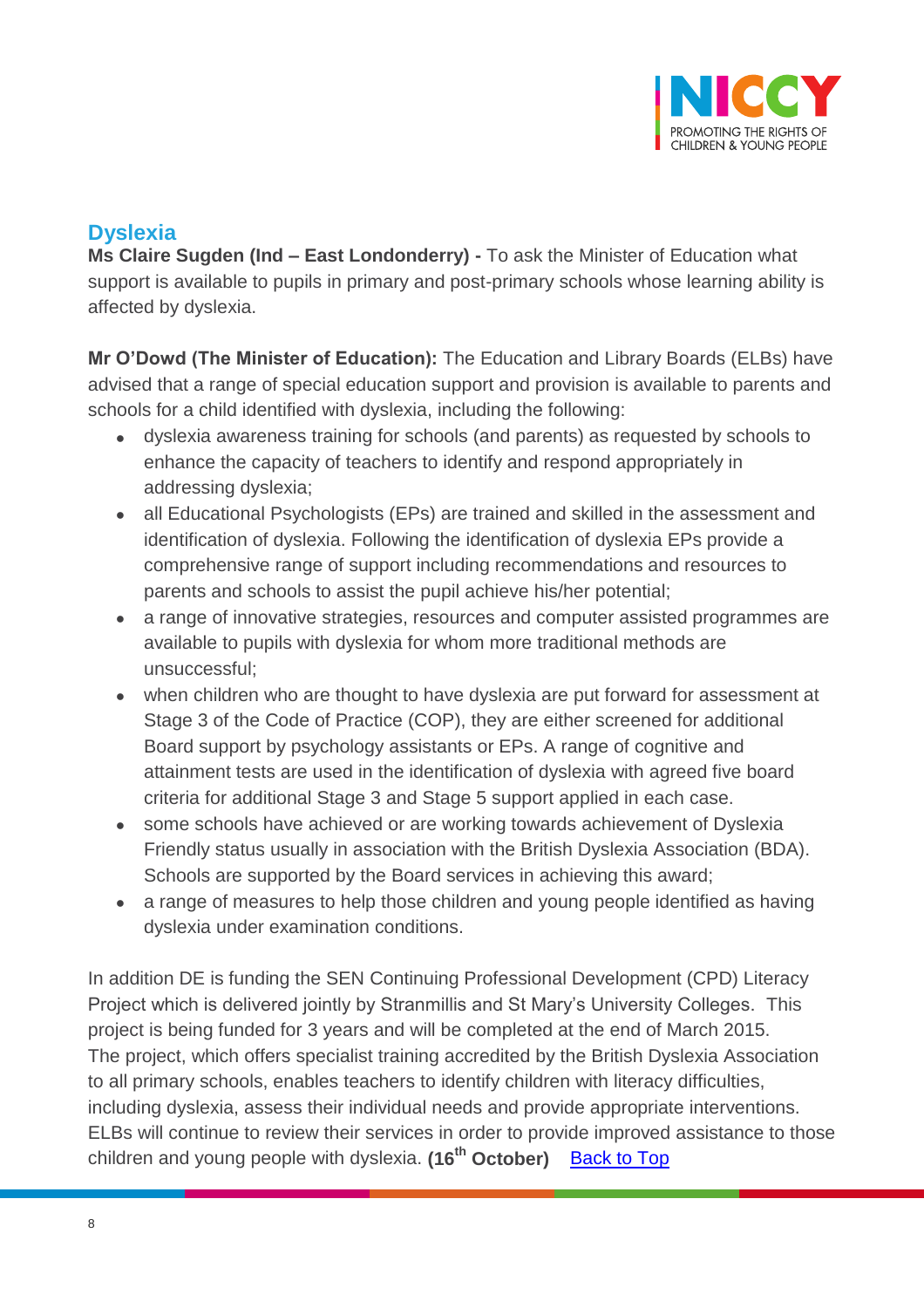## Dyslexia

**Ms Claire Sugden (Ind – East Londonderry) -** To ask the Minister of Education what support is available to pupils in primary and post-primary schools whose learning ability is affected by dyslexia.

**Mr O'Dowd (The Minister of Education):** The Education and Library Boards (ELBs) have advised that a range of special education support and provision is available to parents and schools for a child identified with dyslexia, including the following:

- dyslexia awareness training for schools (and parents) as requested by schools to enhance the capacity of teachers to identify and respond appropriately in addressing dyslexia;
- all Educational Psychologists (EPs) are trained and skilled in the assessment and identification of dyslexia. Following the identification of dyslexia EPs provide a comprehensive range of support including recommendations and resources to parents and schools to assist the pupil achieve his/her potential;
- a range of innovative strategies, resources and computer assisted programmes are available to pupils with dyslexia for whom more traditional methods are unsuccessful;
- when children who are thought to have dyslexia are put forward for assessment at Stage 3 of the Code of Practice (COP), they are either screened for additional Board support by psychology assistants or EPs. A range of cognitive and attainment tests are used in the identification of dyslexia with agreed five board criteria for additional Stage 3 and Stage 5 support applied in each case.
- some schools have achieved or are working towards achievement of Dyslexia Friendly status usually in association with the British Dyslexia Association (BDA). Schools are supported by the Board services in achieving this award;
- a range of measures to help those children and young people identified as having dyslexia under examination conditions.

In addition DE is funding the SEN Continuing Professional Development (CPD) Literacy Project which is delivered jointly by Stranmillis and St Mary's University Colleges. This project is being funded for 3 years and will be completed at the end of March 2015. The project, which offers specialist training accredited by the British Dyslexia Association to all primary schools, enables teachers to identify children with literacy difficulties, including dyslexia, assess their individual needs and provide appropriate interventions. ELBs will continue to review their services in order to provide improved assistance to those children and young people with dyslexia. **(16th October)** Back to Top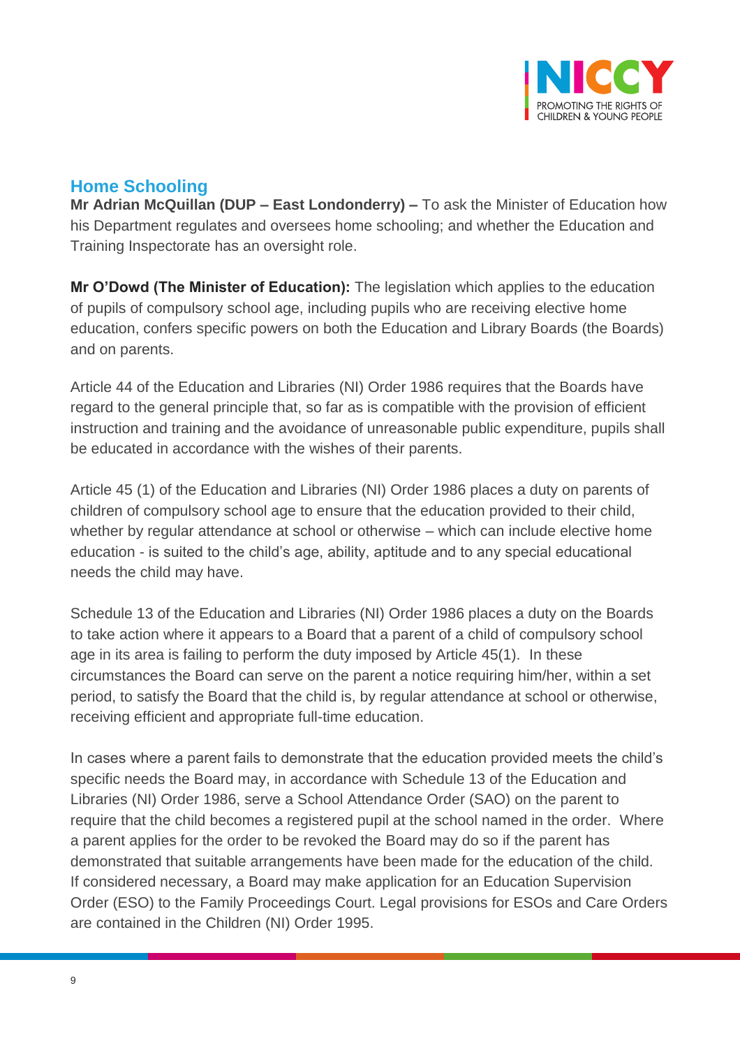## Home Schooling

**Mr Adrian McQuillan (DUP – East Londonderry) –** To ask the Minister of Education how his Department regulates and oversees home schooling; and whether the Education and Training Inspectorate has an oversight role.

**Mr O'Dowd (The Minister of Education):** The legislation which applies to the education of pupils of compulsory school age, including pupils who are receiving elective home education, confers specific powers on both the Education and Library Boards (the Boards) and on parents.

Article 44 of the Education and Libraries (NI) Order 1986 requires that the Boards have regard to the general principle that, so far as is compatible with the provision of efficient instruction and training and the avoidance of unreasonable public expenditure, pupils shall be educated in accordance with the wishes of their parents.

Article 45 (1) of the Education and Libraries (NI) Order 1986 places a duty on parents of children of compulsory school age to ensure that the education provided to their child, whether by regular attendance at school or otherwise – which can include elective home education - is suited to the child's age, ability, aptitude and to any special educational needs the child may have.

Schedule 13 of the Education and Libraries (NI) Order 1986 places a duty on the Boards to take action where it appears to a Board that a parent of a child of compulsory school age in its area is failing to perform the duty imposed by Article 45(1). In these circumstances the Board can serve on the parent a notice requiring him/her, within a set period, to satisfy the Board that the child is, by regular attendance at school or otherwise, receiving efficient and appropriate full-time education.

In cases where a parent fails to demonstrate that the education provided meets the child's specific needs the Board may, in accordance with Schedule 13 of the Education and Libraries (NI) Order 1986, serve a School Attendance Order (SAO) on the parent to require that the child becomes a registered pupil at the school named in the order. Where a parent applies for the order to be revoked the Board may do so if the parent has demonstrated that suitable arrangements have been made for the education of the child. If considered necessary, a Board may make application for an Education Supervision Order (ESO) to the Family Proceedings Court. Legal provisions for ESOs and Care Orders are contained in the Children (NI) Order 1995.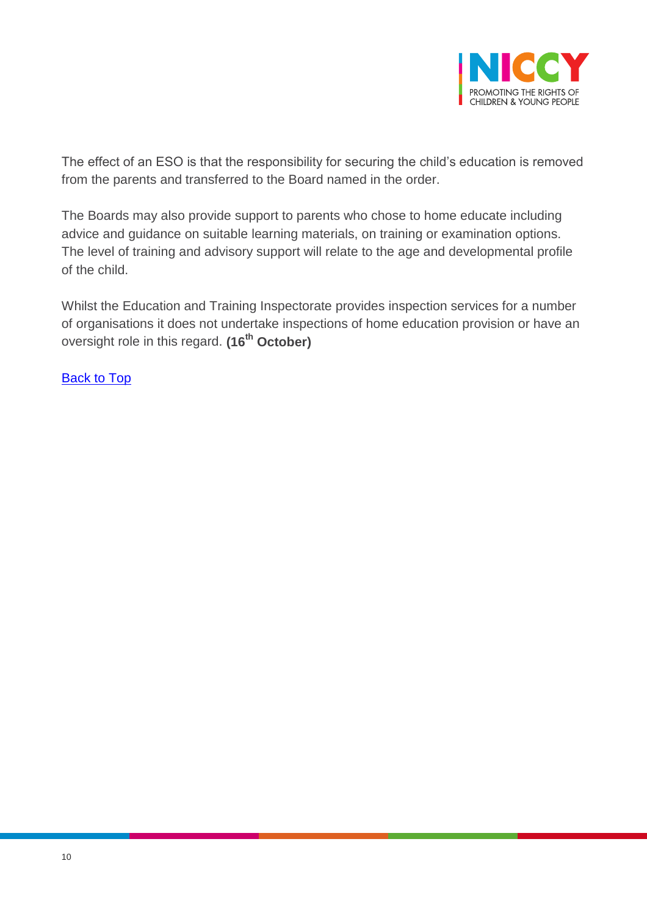The effect of an ESO is that the responsibility for securing the child's education is removed from the parents and transferred to the Board named in the order.

The Boards may also provide support to parents who chose to home educate including advice and guidance on suitable learning materials, on training or examination options. The level of training and advisory support will relate to the age and developmental profile of the child.

Whilst the Education and Training Inspectorate provides inspection services for a number of organisations it does not undertake inspections of home education provision or have an oversight role in this regard. **(16th October)**

Back to Top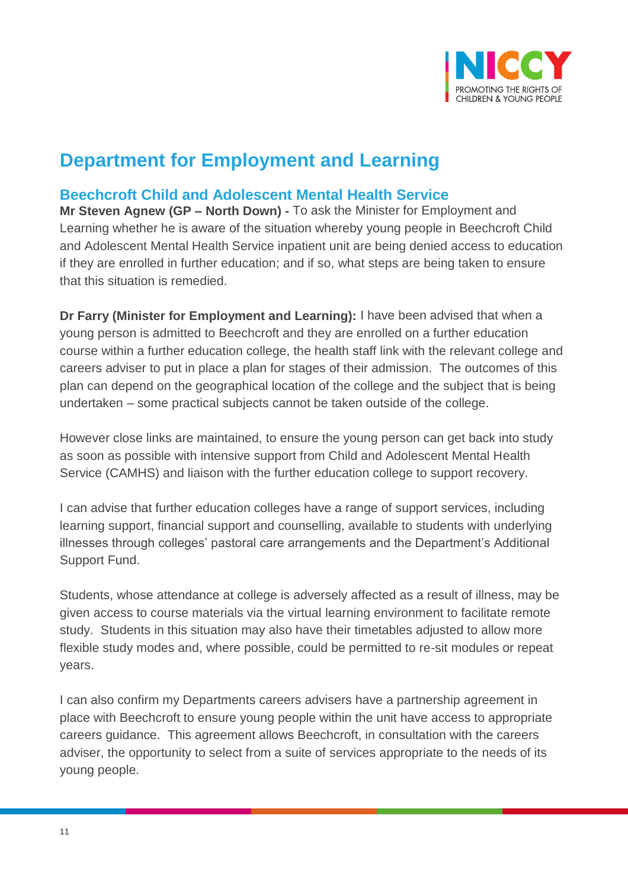## Department for Employment and Learning

### Beechcroft Child and Adolescent Mental Health Service

**Mr Steven Agnew (GP – North Down) -** To ask the Minister for Employment and Learning whether he is aware of the situation whereby young people in Beechcroft Child and Adolescent Mental Health Service inpatient unit are being denied access to education if they are enrolled in further education; and if so, what steps are being taken to ensure that this situation is remedied.

**Dr Farry (Minister for Employment and Learning):** I have been advised that when a young person is admitted to Beechcroft and they are enrolled on a further education course within a further education college, the health staff link with the relevant college and careers adviser to put in place a plan for stages of their admission. The outcomes of this plan can depend on the geographical location of the college and the subject that is being undertaken – some practical subjects cannot be taken outside of the college.

However close links are maintained, to ensure the young person can get back into study as soon as possible with intensive support from Child and Adolescent Mental Health Service (CAMHS) and liaison with the further education college to support recovery.

I can advise that further education colleges have a range of support services, including learning support, financial support and counselling, available to students with underlying illnesses through colleges' pastoral care arrangements and the Department's Additional Support Fund.

Students, whose attendance at college is adversely affected as a result of illness, may be given access to course materials via the virtual learning environment to facilitate remote study. Students in this situation may also have their timetables adjusted to allow more flexible study modes and, where possible, could be permitted to re-sit modules or repeat years.

I can also confirm my Departments careers advisers have a partnership agreement in place with Beechcroft to ensure young people within the unit have access to appropriate careers guidance. This agreement allows Beechcroft, in consultation with the careers adviser, the opportunity to select from a suite of services appropriate to the needs of its young people.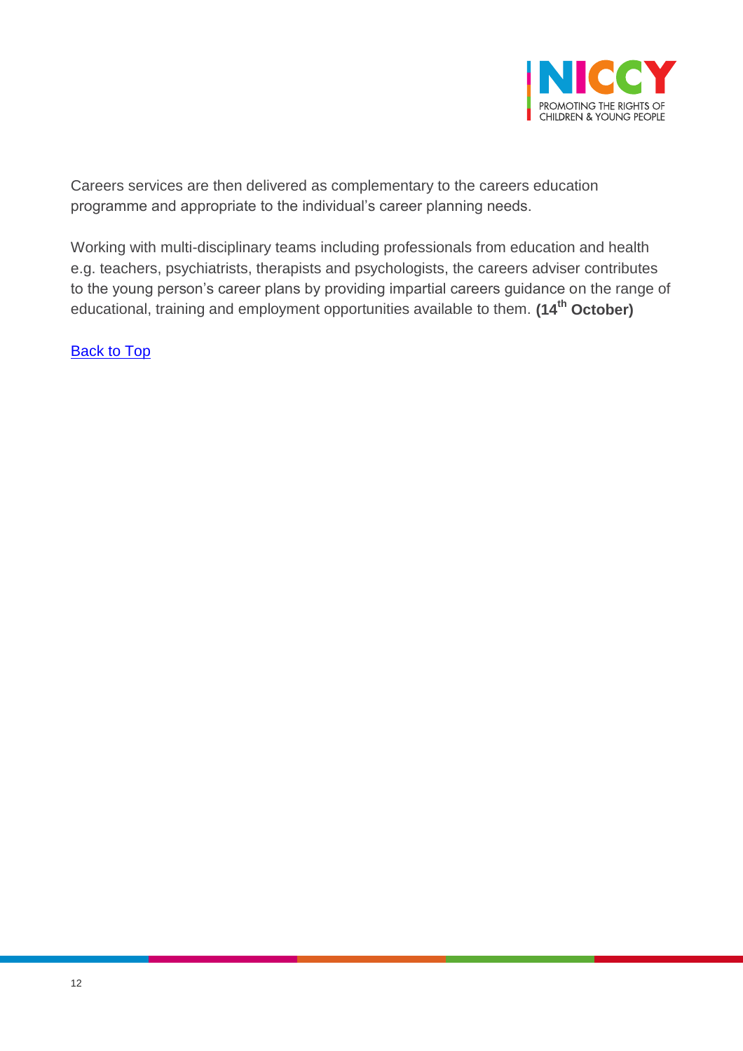Careers services are then delivered as complementary to the careers education programme and appropriate to the individual's career planning needs.

Working with multi-disciplinary teams including professionals from education and health e.g. teachers, psychiatrists, therapists and psychologists, the careers adviser contributes to the young person's career plans by providing impartial careers guidance on the range of educational, training and employment opportunities available to them. **(14th October)**

[Back to Top]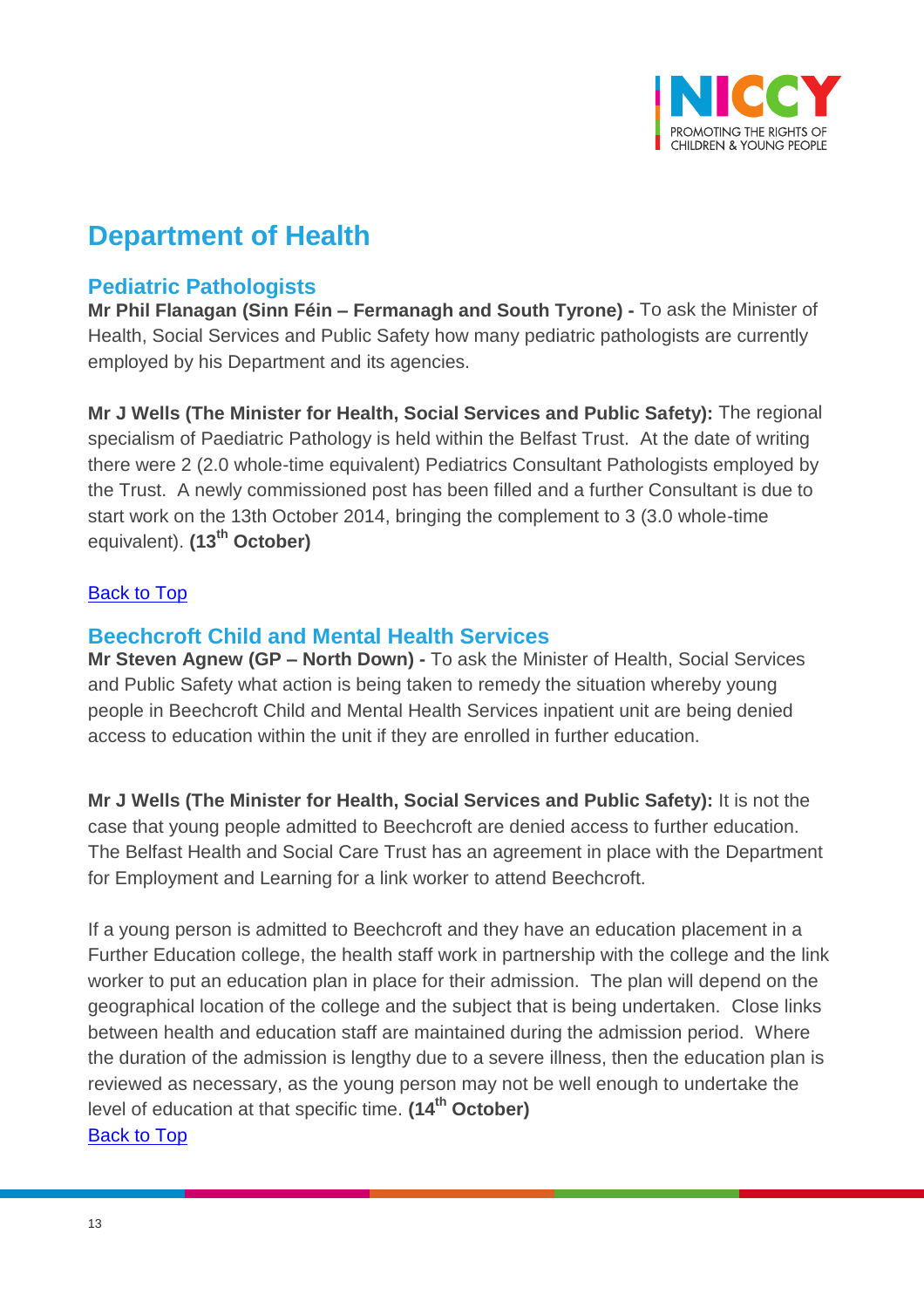# Department of Health

## Pediatric Pathologists

**Mr Phil Flanagan (Sinn Féin – Fermanagh and South Tyrone) -** To ask the Minister of Health, Social Services and Public Safety how many pediatric pathologists are currently employed by his Department and its agencies.

**Mr J Wells (The Minister for Health, Social Services and Public Safety):** The regional specialism of Paediatric Pathology is held within the Belfast Trust. At the date of writing there were 2 (2.0 whole-time equivalent) Pediatrics Consultant Pathologists employed by the Trust. A newly commissioned post has been filled and a further Consultant is due to start work on the 13th October 2014, bringing the complement to 3 (3.0 whole-time equivalent). **(13th October)**

Back to Top

## Beechcroft Child and Mental Health Services

**Mr Steven Agnew (GP – North Down) -** To ask the Minister of Health, Social Services and Public Safety what action is being taken to remedy the situation whereby young people in Beechcroft Child and Mental Health Services inpatient unit are being denied access to education within the unit if they are enrolled in further education.

**Mr J Wells (The Minister for Health, Social Services and Public Safety):** It is not the case that young people admitted to Beechcroft are denied access to further education. The Belfast Health and Social Care Trust has an agreement in place with the Department for Employment and Learning for a link worker to attend Beechcroft.

If a young person is admitted to Beechcroft and they have an education placement in a Further Education college, the health staff work in partnership with the college and the link worker to put an education plan in place for their admission. The plan will depend on the geographical location of the college and the subject that is being undertaken. Close links between health and education staff are maintained during the admission period. Where the duration of the admission is lengthy due to a severe illness, then the education plan is reviewed as necessary, as the young person may not be well enough to undertake the level of education at that specific time. **(14th October)**

Back to Top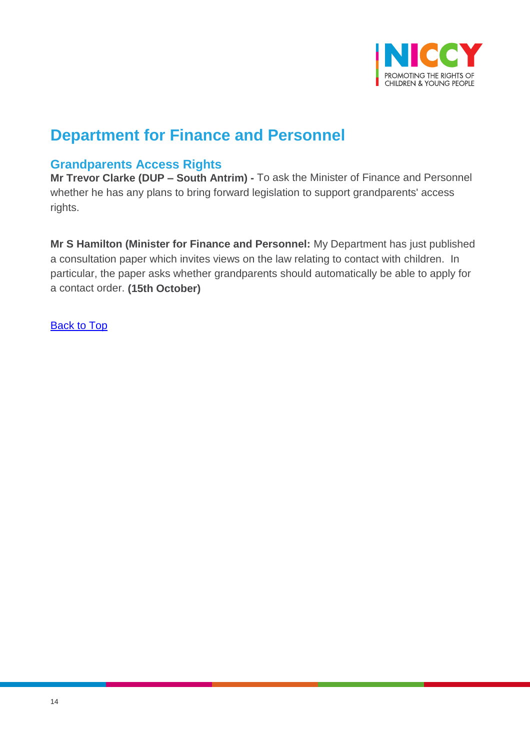## Department for Finance and Personnel

### Grandparents Access Rights

**Mr Trevor Clarke (DUP – South Antrim) -** To ask the Minister of Finance and Personnel whether he has any plans to bring forward legislation to support grandparents' access rights.

**Mr S Hamilton (Minister for Finance and Personnel:** My Department has just published a consultation paper which invites views on the law relating to contact with children. In particular, the paper asks whether grandparents should automatically be able to apply for a contact order. **(15th October)**

Back to Top